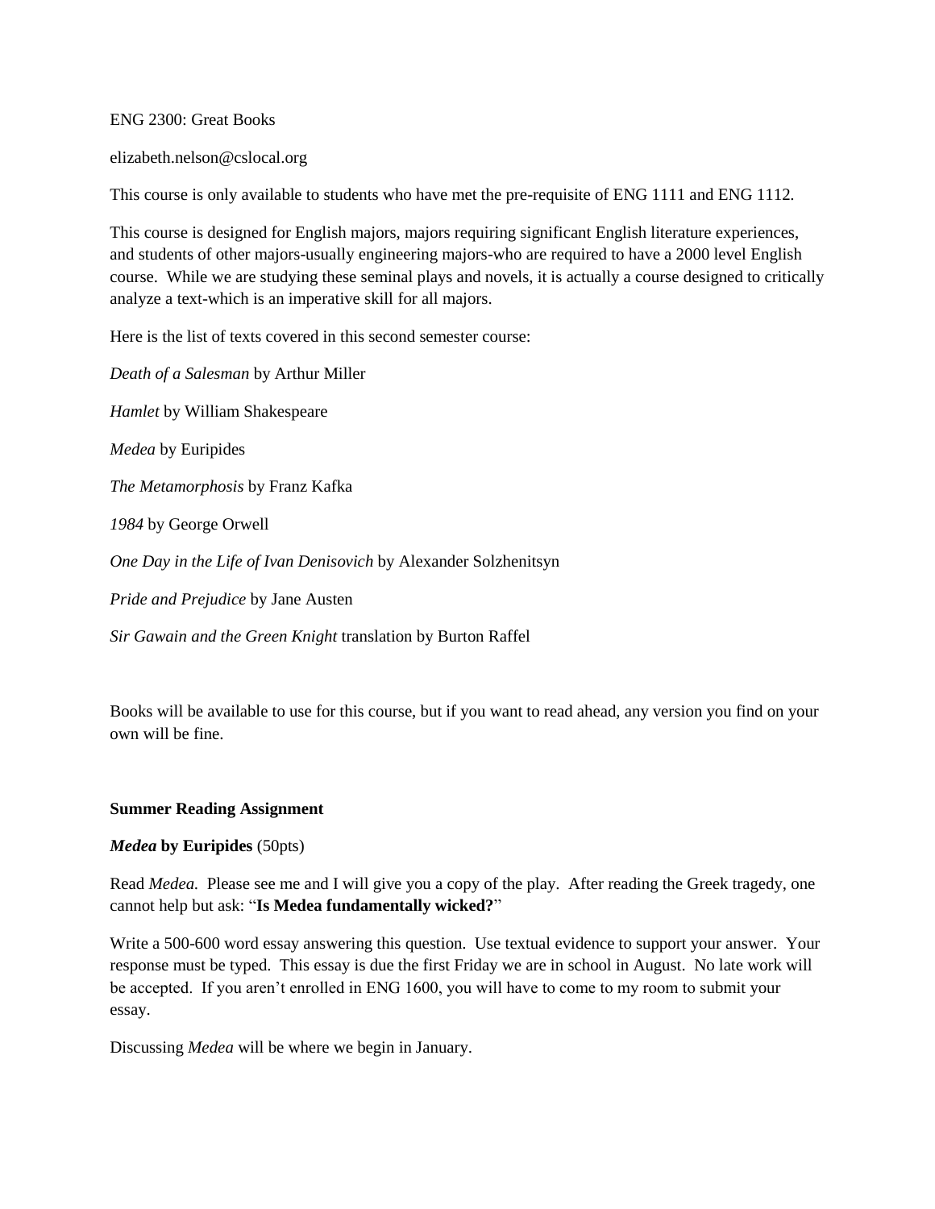ENG 2300: Great Books

elizabeth.nelson@cslocal.org

This course is only available to students who have met the pre-requisite of ENG 1111 and ENG 1112.

This course is designed for English majors, majors requiring significant English literature experiences, and students of other majors-usually engineering majors-who are required to have a 2000 level English course. While we are studying these seminal plays and novels, it is actually a course designed to critically analyze a text-which is an imperative skill for all majors.

Here is the list of texts covered in this second semester course:

*Death of a Salesman* by Arthur Miller

*Hamlet* by William Shakespeare

*Medea* by Euripides

*The Metamorphosis* by Franz Kafka

*1984* by George Orwell

*One Day in the Life of Ivan Denisovich* by Alexander Solzhenitsyn

*Pride and Prejudice* by Jane Austen

*Sir Gawain and the Green Knight* translation by Burton Raffel

Books will be available to use for this course, but if you want to read ahead, any version you find on your own will be fine.

**Summer Reading Assignment**

***Medea* by Euripides** (50pts)

Read *Medea.* Please see me and I will give you a copy of the play. After reading the Greek tragedy, one cannot help but ask: "**Is Medea fundamentally wicked?**"

Write a 500-600 word essay answering this question. Use textual evidence to support your answer. Your response must be typed. This essay is due the first Friday we are in school in August. No late work will be accepted. If you aren't enrolled in ENG 1600, you will have to come to my room to submit your essay.

Discussing *Medea* will be where we begin in January.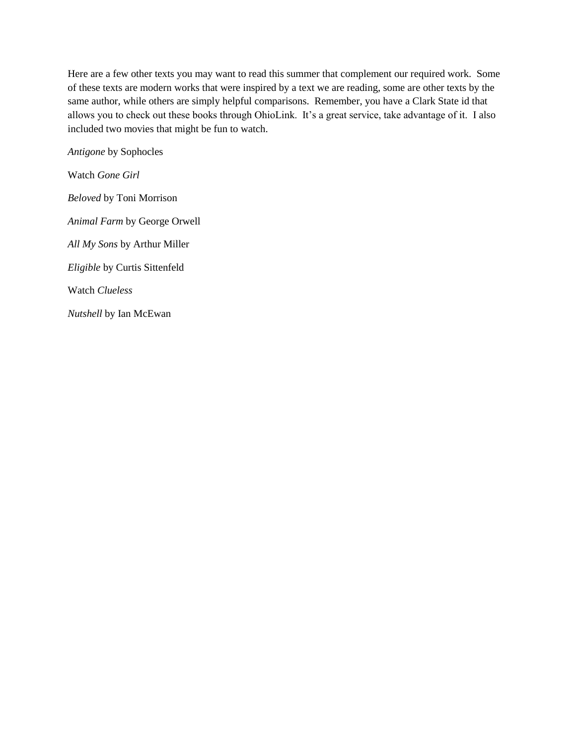Here are a few other texts you may want to read this summer that complement our required work. Some of these texts are modern works that were inspired by a text we are reading, some are other texts by the same author, while others are simply helpful comparisons. Remember, you have a Clark State id that allows you to check out these books through OhioLink. It's a great service, take advantage of it. I also included two movies that might be fun to watch.

*Antigone* by Sophocles

Watch *Gone Girl*

*Beloved* by Toni Morrison

*Animal Farm* by George Orwell

*All My Sons* by Arthur Miller

*Eligible* by Curtis Sittenfeld

Watch *Clueless*

*Nutshell* by Ian McEwan